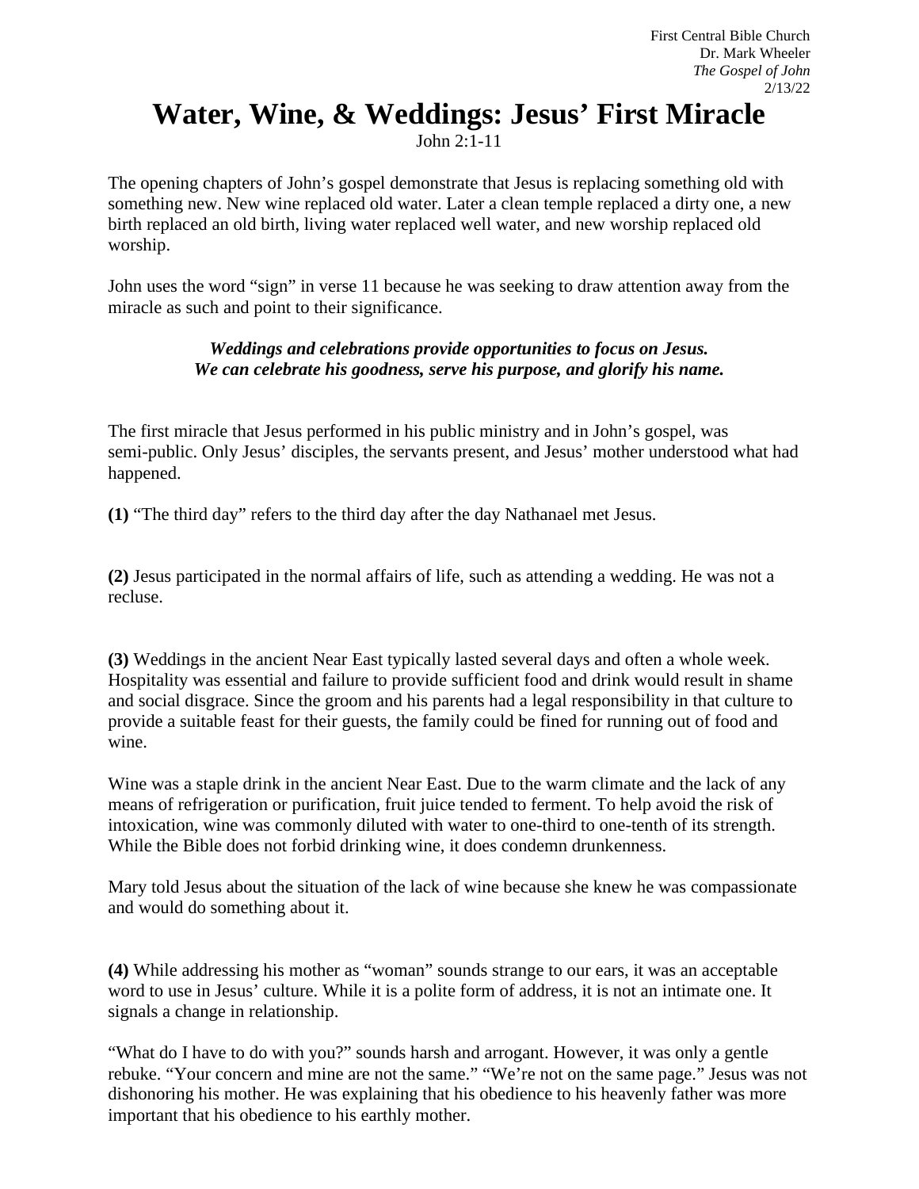First Central Bible Church
Dr. Mark Wheeler
*The Gospel of John*
2/13/22

# Water, Wine, & Weddings: Jesus' First Miracle

John 2:1-11

The opening chapters of John's gospel demonstrate that Jesus is replacing something old with something new. New wine replaced old water. Later a clean temple replaced a dirty one, a new birth replaced an old birth, living water replaced well water, and new worship replaced old worship.

John uses the word "sign" in verse 11 because he was seeking to draw attention away from the miracle as such and point to their significance.

***Weddings and celebrations provide opportunities to focus on Jesus.***
***We can celebrate his goodness, serve his purpose, and glorify his name.***

The first miracle that Jesus performed in his public ministry and in John's gospel, was semi-public. Only Jesus' disciples, the servants present, and Jesus' mother understood what had happened.

**(1)** "The third day" refers to the third day after the day Nathanael met Jesus.

**(2)** Jesus participated in the normal affairs of life, such as attending a wedding. He was not a recluse.

**(3)** Weddings in the ancient Near East typically lasted several days and often a whole week. Hospitality was essential and failure to provide sufficient food and drink would result in shame and social disgrace. Since the groom and his parents had a legal responsibility in that culture to provide a suitable feast for their guests, the family could be fined for running out of food and wine.

Wine was a staple drink in the ancient Near East. Due to the warm climate and the lack of any means of refrigeration or purification, fruit juice tended to ferment. To help avoid the risk of intoxication, wine was commonly diluted with water to one-third to one-tenth of its strength. While the Bible does not forbid drinking wine, it does condemn drunkenness.

Mary told Jesus about the situation of the lack of wine because she knew he was compassionate and would do something about it.

**(4)** While addressing his mother as "woman" sounds strange to our ears, it was an acceptable word to use in Jesus' culture. While it is a polite form of address, it is not an intimate one. It signals a change in relationship.

"What do I have to do with you?" sounds harsh and arrogant. However, it was only a gentle rebuke. "Your concern and mine are not the same." "We're not on the same page." Jesus was not dishonoring his mother. He was explaining that his obedience to his heavenly father was more important that his obedience to his earthly mother.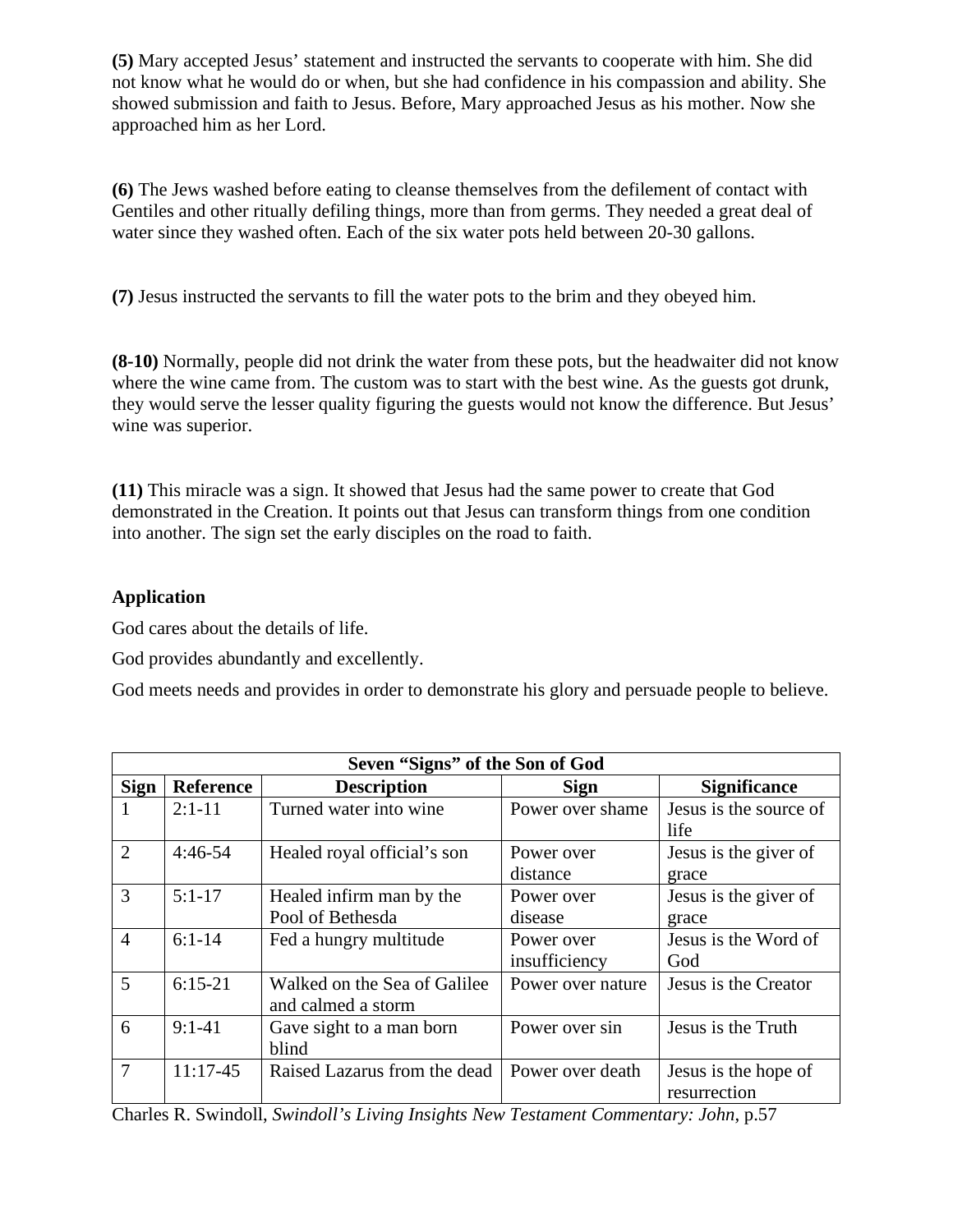**(5)** Mary accepted Jesus' statement and instructed the servants to cooperate with him. She did not know what he would do or when, but she had confidence in his compassion and ability. She showed submission and faith to Jesus. Before, Mary approached Jesus as his mother. Now she approached him as her Lord.

**(6)** The Jews washed before eating to cleanse themselves from the defilement of contact with Gentiles and other ritually defiling things, more than from germs. They needed a great deal of water since they washed often. Each of the six water pots held between 20-30 gallons.

**(7)** Jesus instructed the servants to fill the water pots to the brim and they obeyed him.

**(8-10)** Normally, people did not drink the water from these pots, but the headwaiter did not know where the wine came from. The custom was to start with the best wine. As the guests got drunk, they would serve the lesser quality figuring the guests would not know the difference. But Jesus' wine was superior.

**(11)** This miracle was a sign. It showed that Jesus had the same power to create that God demonstrated in the Creation. It points out that Jesus can transform things from one condition into another. The sign set the early disciples on the road to faith.

**Application**

God cares about the details of life.

God provides abundantly and excellently.

God meets needs and provides in order to demonstrate his glory and persuade people to believe.

| **Seven "Signs" of the Son of God** | | | | |
|---|---|---|---|---|
| **Sign** | **Reference** | **Description** | **Sign** | **Significance** |
| 1 | 2:1-11 | Turned water into wine | Power over shame | Jesus is the source of life |
| 2 | 4:46-54 | Healed royal official's son | Power over distance | Jesus is the giver of grace |
| 3 | 5:1-17 | Healed infirm man by the Pool of Bethesda | Power over disease | Jesus is the giver of grace |
| 4 | 6:1-14 | Fed a hungry multitude | Power over insufficiency | Jesus is the Word of God |
| 5 | 6:15-21 | Walked on the Sea of Galilee and calmed a storm | Power over nature | Jesus is the Creator |
| 6 | 9:1-41 | Gave sight to a man born blind | Power over sin | Jesus is the Truth |
| 7 | 11:17-45 | Raised Lazarus from the dead | Power over death | Jesus is the hope of resurrection |

Charles R. Swindoll, *Swindoll's Living Insights New Testament Commentary: John*, p.57